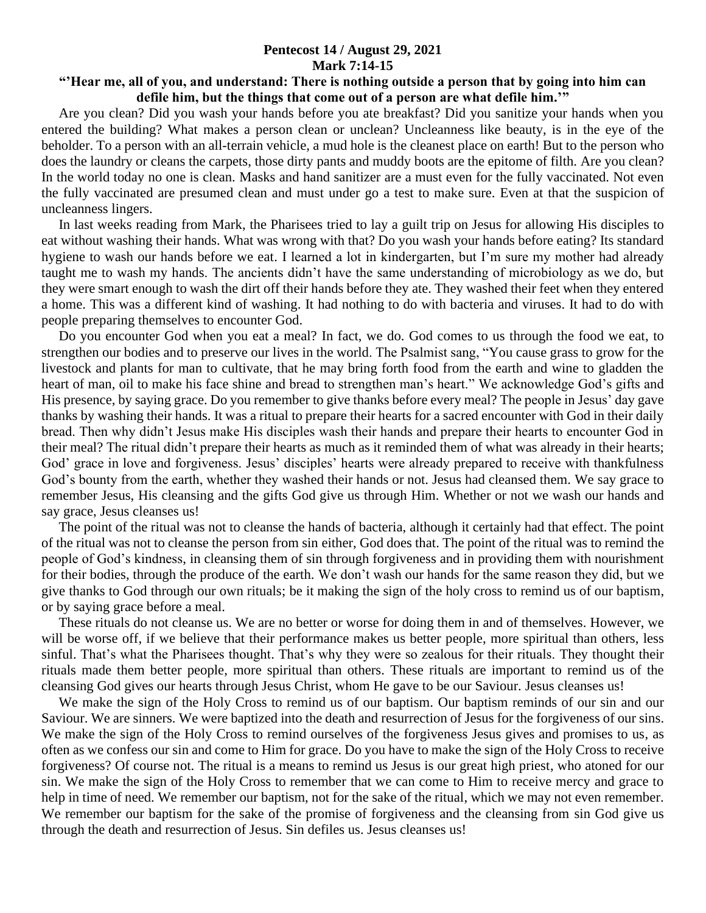**Pentecost 14 / August 29, 2021**
**Mark 7:14-15**

**"'Hear me, all of you, and understand: There is nothing outside a person that by going into him can defile him, but the things that come out of a person are what defile him.'"**

Are you clean? Did you wash your hands before you ate breakfast? Did you sanitize your hands when you entered the building? What makes a person clean or unclean? Uncleanness like beauty, is in the eye of the beholder. To a person with an all-terrain vehicle, a mud hole is the cleanest place on earth! But to the person who does the laundry or cleans the carpets, those dirty pants and muddy boots are the epitome of filth. Are you clean? In the world today no one is clean. Masks and hand sanitizer are a must even for the fully vaccinated. Not even the fully vaccinated are presumed clean and must under go a test to make sure. Even at that the suspicion of uncleanness lingers.

In last weeks reading from Mark, the Pharisees tried to lay a guilt trip on Jesus for allowing His disciples to eat without washing their hands. What was wrong with that? Do you wash your hands before eating? Its standard hygiene to wash our hands before we eat. I learned a lot in kindergarten, but I'm sure my mother had already taught me to wash my hands. The ancients didn't have the same understanding of microbiology as we do, but they were smart enough to wash the dirt off their hands before they ate. They washed their feet when they entered a home. This was a different kind of washing. It had nothing to do with bacteria and viruses. It had to do with people preparing themselves to encounter God.

Do you encounter God when you eat a meal? In fact, we do. God comes to us through the food we eat, to strengthen our bodies and to preserve our lives in the world. The Psalmist sang, "You cause grass to grow for the livestock and plants for man to cultivate, that he may bring forth food from the earth and wine to gladden the heart of man, oil to make his face shine and bread to strengthen man's heart." We acknowledge God's gifts and His presence, by saying grace. Do you remember to give thanks before every meal? The people in Jesus' day gave thanks by washing their hands. It was a ritual to prepare their hearts for a sacred encounter with God in their daily bread. Then why didn't Jesus make His disciples wash their hands and prepare their hearts to encounter God in their meal? The ritual didn't prepare their hearts as much as it reminded them of what was already in their hearts; God' grace in love and forgiveness. Jesus' disciples' hearts were already prepared to receive with thankfulness God's bounty from the earth, whether they washed their hands or not. Jesus had cleansed them. We say grace to remember Jesus, His cleansing and the gifts God give us through Him. Whether or not we wash our hands and say grace, Jesus cleanses us!

The point of the ritual was not to cleanse the hands of bacteria, although it certainly had that effect. The point of the ritual was not to cleanse the person from sin either, God does that. The point of the ritual was to remind the people of God's kindness, in cleansing them of sin through forgiveness and in providing them with nourishment for their bodies, through the produce of the earth. We don't wash our hands for the same reason they did, but we give thanks to God through our own rituals; be it making the sign of the holy cross to remind us of our baptism, or by saying grace before a meal.

These rituals do not cleanse us. We are no better or worse for doing them in and of themselves. However, we will be worse off, if we believe that their performance makes us better people, more spiritual than others, less sinful. That's what the Pharisees thought. That's why they were so zealous for their rituals. They thought their rituals made them better people, more spiritual than others. These rituals are important to remind us of the cleansing God gives our hearts through Jesus Christ, whom He gave to be our Saviour. Jesus cleanses us!

We make the sign of the Holy Cross to remind us of our baptism. Our baptism reminds of our sin and our Saviour. We are sinners. We were baptized into the death and resurrection of Jesus for the forgiveness of our sins. We make the sign of the Holy Cross to remind ourselves of the forgiveness Jesus gives and promises to us, as often as we confess our sin and come to Him for grace. Do you have to make the sign of the Holy Cross to receive forgiveness? Of course not. The ritual is a means to remind us Jesus is our great high priest, who atoned for our sin. We make the sign of the Holy Cross to remember that we can come to Him to receive mercy and grace to help in time of need. We remember our baptism, not for the sake of the ritual, which we may not even remember. We remember our baptism for the sake of the promise of forgiveness and the cleansing from sin God give us through the death and resurrection of Jesus. Sin defiles us. Jesus cleanses us!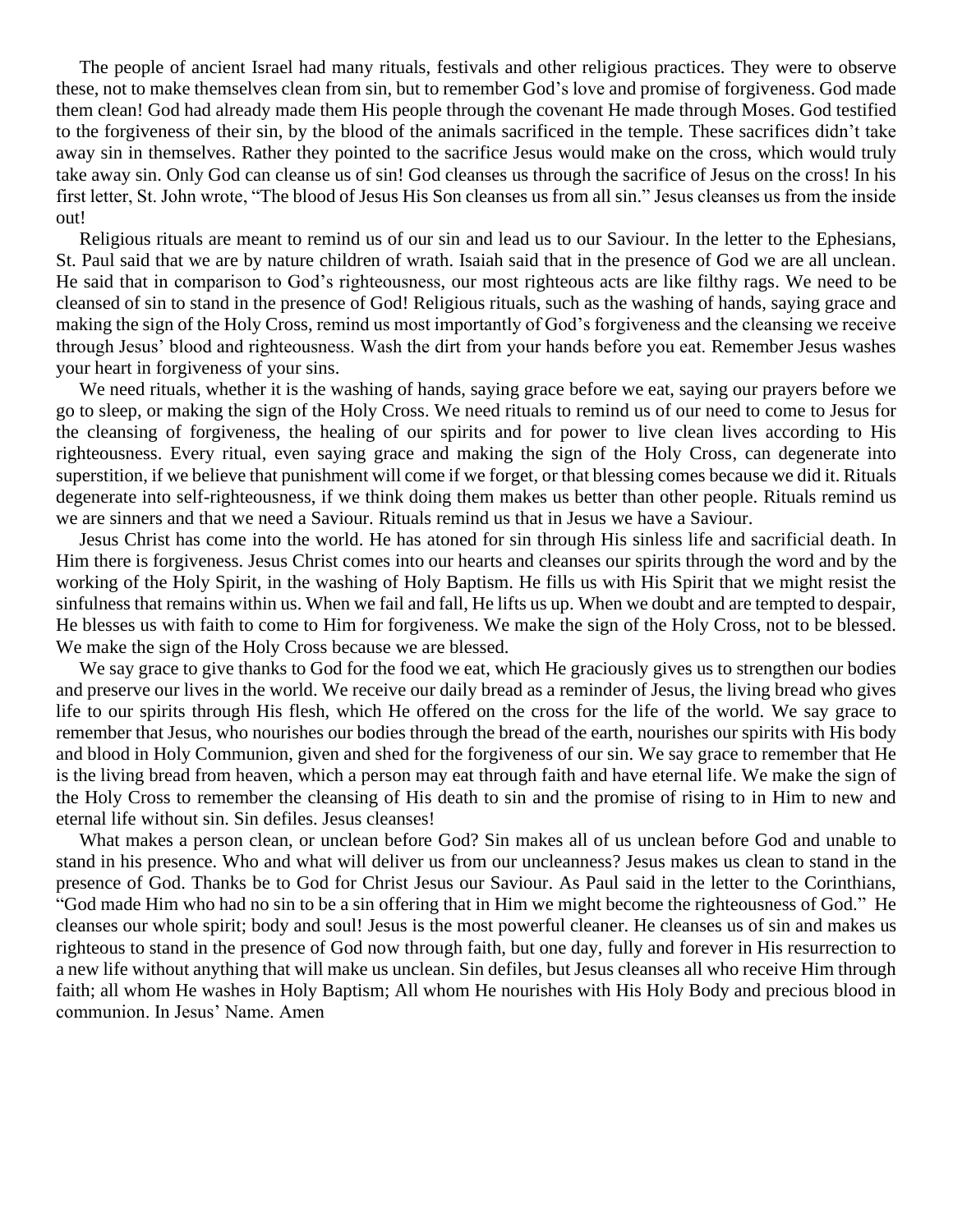The people of ancient Israel had many rituals, festivals and other religious practices. They were to observe these, not to make themselves clean from sin, but to remember God's love and promise of forgiveness. God made them clean! God had already made them His people through the covenant He made through Moses. God testified to the forgiveness of their sin, by the blood of the animals sacrificed in the temple. These sacrifices didn't take away sin in themselves. Rather they pointed to the sacrifice Jesus would make on the cross, which would truly take away sin. Only God can cleanse us of sin! God cleanses us through the sacrifice of Jesus on the cross! In his first letter, St. John wrote, "The blood of Jesus His Son cleanses us from all sin." Jesus cleanses us from the inside out!

Religious rituals are meant to remind us of our sin and lead us to our Saviour. In the letter to the Ephesians, St. Paul said that we are by nature children of wrath. Isaiah said that in the presence of God we are all unclean. He said that in comparison to God's righteousness, our most righteous acts are like filthy rags. We need to be cleansed of sin to stand in the presence of God! Religious rituals, such as the washing of hands, saying grace and making the sign of the Holy Cross, remind us most importantly of God's forgiveness and the cleansing we receive through Jesus' blood and righteousness. Wash the dirt from your hands before you eat. Remember Jesus washes your heart in forgiveness of your sins.

We need rituals, whether it is the washing of hands, saying grace before we eat, saying our prayers before we go to sleep, or making the sign of the Holy Cross. We need rituals to remind us of our need to come to Jesus for the cleansing of forgiveness, the healing of our spirits and for power to live clean lives according to His righteousness. Every ritual, even saying grace and making the sign of the Holy Cross, can degenerate into superstition, if we believe that punishment will come if we forget, or that blessing comes because we did it. Rituals degenerate into self-righteousness, if we think doing them makes us better than other people. Rituals remind us we are sinners and that we need a Saviour. Rituals remind us that in Jesus we have a Saviour.

Jesus Christ has come into the world. He has atoned for sin through His sinless life and sacrificial death. In Him there is forgiveness. Jesus Christ comes into our hearts and cleanses our spirits through the word and by the working of the Holy Spirit, in the washing of Holy Baptism. He fills us with His Spirit that we might resist the sinfulness that remains within us. When we fail and fall, He lifts us up. When we doubt and are tempted to despair, He blesses us with faith to come to Him for forgiveness. We make the sign of the Holy Cross, not to be blessed. We make the sign of the Holy Cross because we are blessed.

We say grace to give thanks to God for the food we eat, which He graciously gives us to strengthen our bodies and preserve our lives in the world. We receive our daily bread as a reminder of Jesus, the living bread who gives life to our spirits through His flesh, which He offered on the cross for the life of the world. We say grace to remember that Jesus, who nourishes our bodies through the bread of the earth, nourishes our spirits with His body and blood in Holy Communion, given and shed for the forgiveness of our sin. We say grace to remember that He is the living bread from heaven, which a person may eat through faith and have eternal life. We make the sign of the Holy Cross to remember the cleansing of His death to sin and the promise of rising to in Him to new and eternal life without sin. Sin defiles. Jesus cleanses!

What makes a person clean, or unclean before God? Sin makes all of us unclean before God and unable to stand in his presence. Who and what will deliver us from our uncleanness? Jesus makes us clean to stand in the presence of God. Thanks be to God for Christ Jesus our Saviour. As Paul said in the letter to the Corinthians, "God made Him who had no sin to be a sin offering that in Him we might become the righteousness of God." He cleanses our whole spirit; body and soul! Jesus is the most powerful cleaner. He cleanses us of sin and makes us righteous to stand in the presence of God now through faith, but one day, fully and forever in His resurrection to a new life without anything that will make us unclean. Sin defiles, but Jesus cleanses all who receive Him through faith; all whom He washes in Holy Baptism; All whom He nourishes with His Holy Body and precious blood in communion. In Jesus' Name. Amen